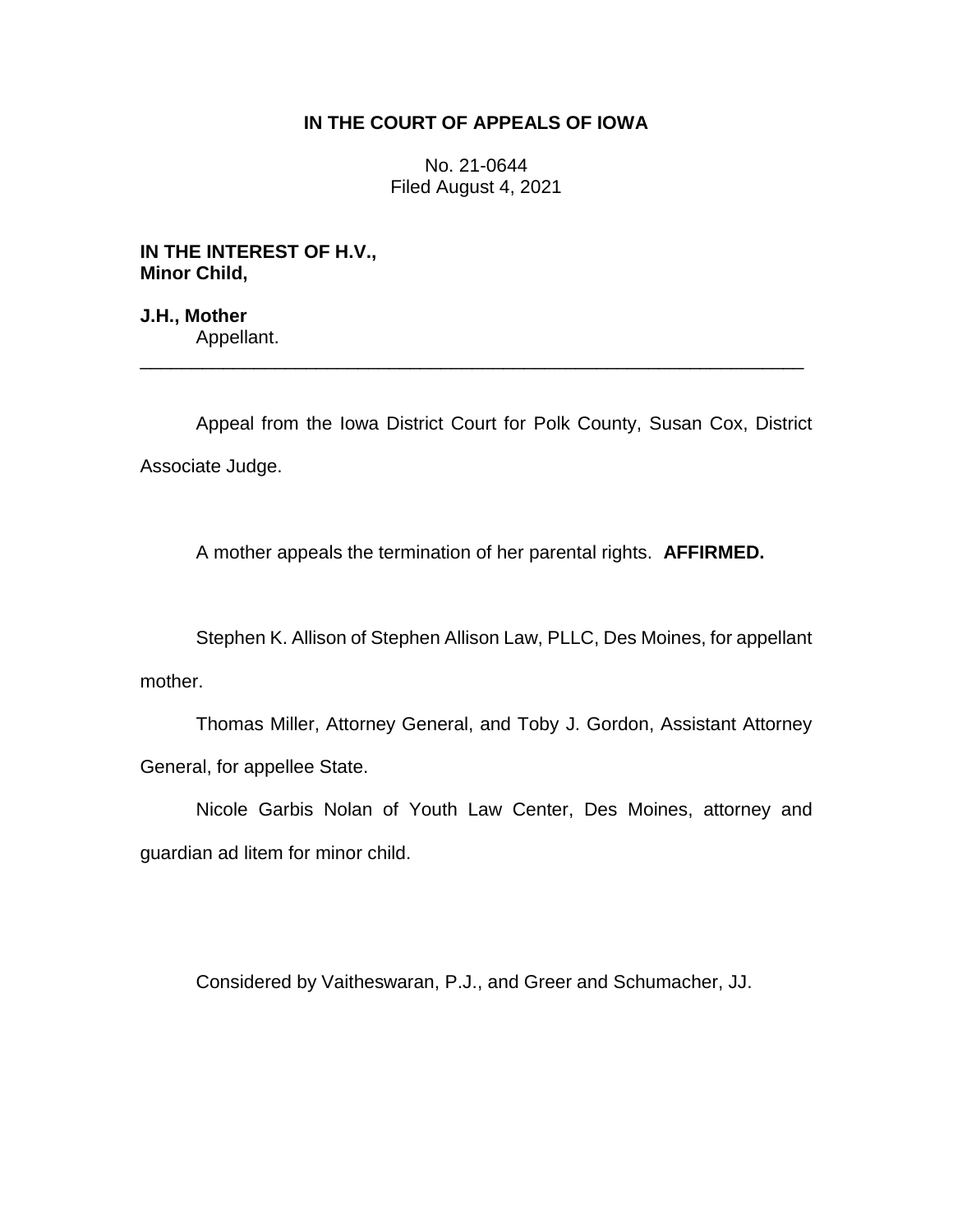**IN THE COURT OF APPEALS OF IOWA**

No. 21-0644
Filed August 4, 2021

**IN THE INTEREST OF H.V.,**
**Minor Child,**

**J.H., Mother**
Appellant.

---

Appeal from the Iowa District Court for Polk County, Susan Cox, District Associate Judge.

A mother appeals the termination of her parental rights. **AFFIRMED.**

Stephen K. Allison of Stephen Allison Law, PLLC, Des Moines, for appellant mother.

Thomas Miller, Attorney General, and Toby J. Gordon, Assistant Attorney General, for appellee State.

Nicole Garbis Nolan of Youth Law Center, Des Moines, attorney and guardian ad litem for minor child.

Considered by Vaitheswaran, P.J., and Greer and Schumacher, JJ.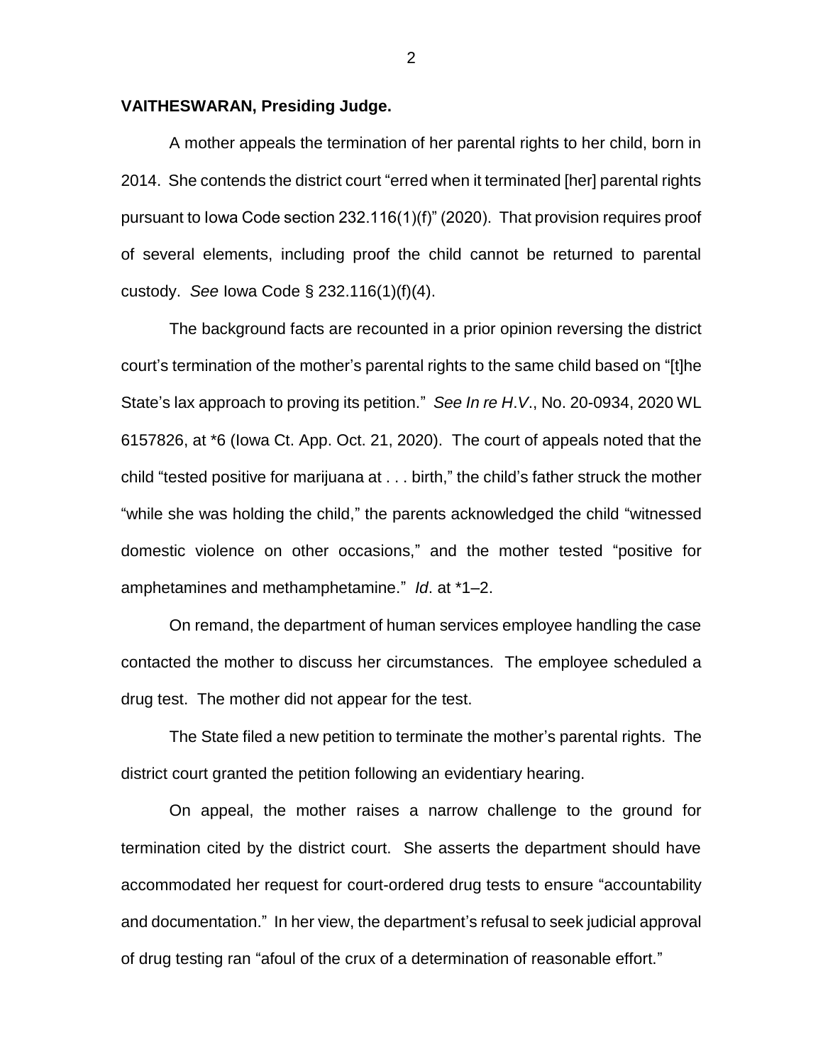**VAITHESWARAN, Presiding Judge.**

A mother appeals the termination of her parental rights to her child, born in 2014. She contends the district court "erred when it terminated [her] parental rights pursuant to Iowa Code section 232.116(1)(f)" (2020). That provision requires proof of several elements, including proof the child cannot be returned to parental custody. *See* Iowa Code § 232.116(1)(f)(4).

The background facts are recounted in a prior opinion reversing the district court's termination of the mother's parental rights to the same child based on "[t]he State's lax approach to proving its petition." *See In re H.V.*, No. 20-0934, 2020 WL 6157826, at *6 (Iowa Ct. App. Oct. 21, 2020). The court of appeals noted that the child "tested positive for marijuana at . . . birth," the child's father struck the mother "while she was holding the child," the parents acknowledged the child "witnessed domestic violence on other occasions," and the mother tested "positive for amphetamines and methamphetamine." *Id*. at *1–2.

On remand, the department of human services employee handling the case contacted the mother to discuss her circumstances. The employee scheduled a drug test. The mother did not appear for the test.

The State filed a new petition to terminate the mother's parental rights. The district court granted the petition following an evidentiary hearing.

On appeal, the mother raises a narrow challenge to the ground for termination cited by the district court. She asserts the department should have accommodated her request for court-ordered drug tests to ensure "accountability and documentation." In her view, the department's refusal to seek judicial approval of drug testing ran "afoul of the crux of a determination of reasonable effort."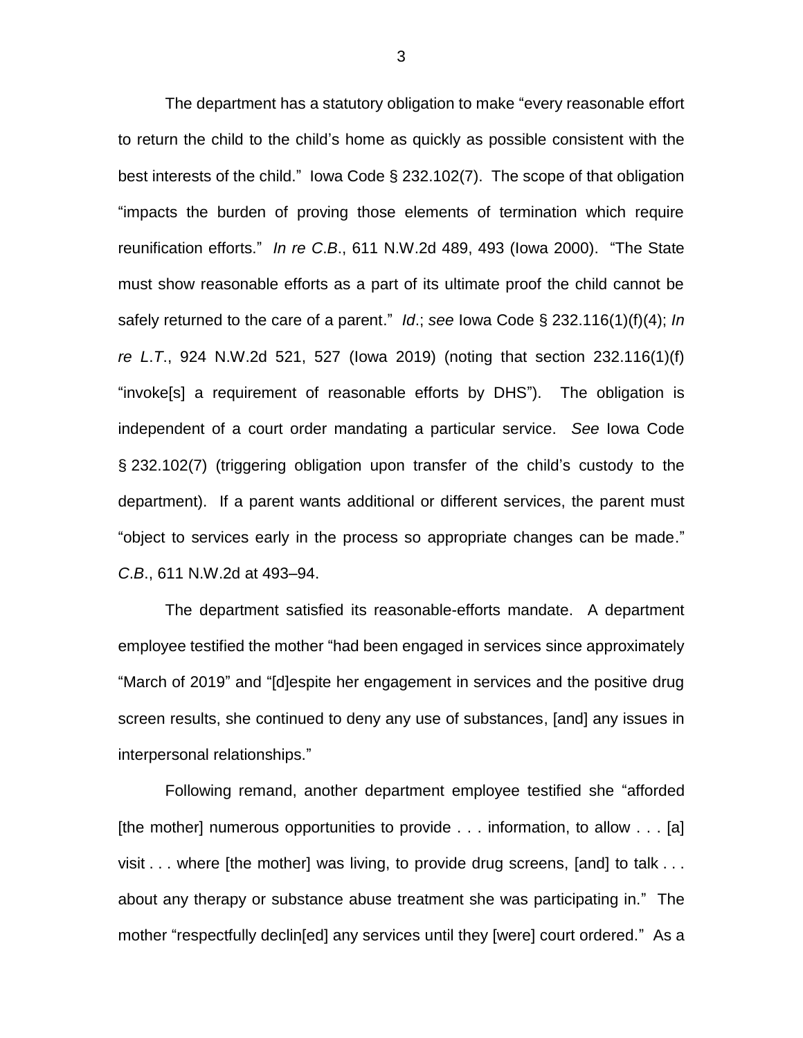The department has a statutory obligation to make "every reasonable effort to return the child to the child's home as quickly as possible consistent with the best interests of the child." Iowa Code § 232.102(7). The scope of that obligation "impacts the burden of proving those elements of termination which require reunification efforts." *In re C.B.*, 611 N.W.2d 489, 493 (Iowa 2000). "The State must show reasonable efforts as a part of its ultimate proof the child cannot be safely returned to the care of a parent." *Id.*; *see* Iowa Code § 232.116(1)(f)(4); *In re L.T.*, 924 N.W.2d 521, 527 (Iowa 2019) (noting that section 232.116(1)(f) "invoke[s] a requirement of reasonable efforts by DHS"). The obligation is independent of a court order mandating a particular service. *See* Iowa Code § 232.102(7) (triggering obligation upon transfer of the child's custody to the department). If a parent wants additional or different services, the parent must "object to services early in the process so appropriate changes can be made." *C.B.*, 611 N.W.2d at 493–94.

The department satisfied its reasonable-efforts mandate. A department employee testified the mother "had been engaged in services since approximately "March of 2019" and "[d]espite her engagement in services and the positive drug screen results, she continued to deny any use of substances, [and] any issues in interpersonal relationships."

Following remand, another department employee testified she "afforded [the mother] numerous opportunities to provide . . . information, to allow . . . [a] visit . . . where [the mother] was living, to provide drug screens, [and] to talk . . . about any therapy or substance abuse treatment she was participating in." The mother "respectfully declin[ed] any services until they [were] court ordered." As a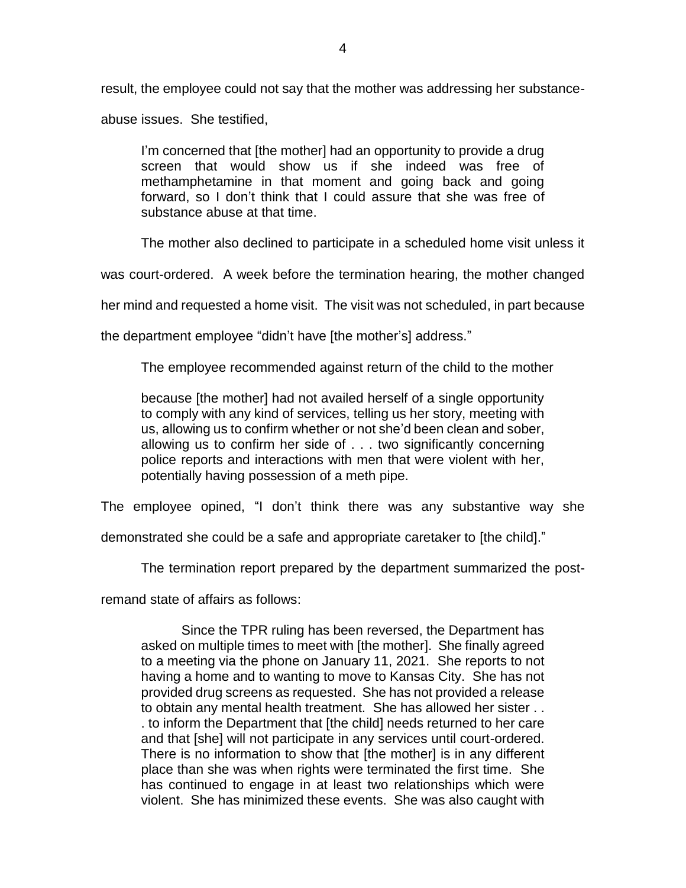result, the employee could not say that the mother was addressing her substance-abuse issues. She testified,

> I'm concerned that [the mother] had an opportunity to provide a drug screen that would show us if she indeed was free of methamphetamine in that moment and going back and going forward, so I don't think that I could assure that she was free of substance abuse at that time.

The mother also declined to participate in a scheduled home visit unless it was court-ordered. A week before the termination hearing, the mother changed her mind and requested a home visit. The visit was not scheduled, in part because the department employee "didn't have [the mother's] address."

The employee recommended against return of the child to the mother

> because [the mother] had not availed herself of a single opportunity to comply with any kind of services, telling us her story, meeting with us, allowing us to confirm whether or not she'd been clean and sober, allowing us to confirm her side of . . . two significantly concerning police reports and interactions with men that were violent with her, potentially having possession of a meth pipe.

The employee opined, "I don't think there was any substantive way she demonstrated she could be a safe and appropriate caretaker to [the child]."

The termination report prepared by the department summarized the post-remand state of affairs as follows:

> Since the TPR ruling has been reversed, the Department has asked on multiple times to meet with [the mother]. She finally agreed to a meeting via the phone on January 11, 2021. She reports to not having a home and to wanting to move to Kansas City. She has not provided drug screens as requested. She has not provided a release to obtain any mental health treatment. She has allowed her sister . . . to inform the Department that [the child] needs returned to her care and that [she] will not participate in any services until court-ordered. There is no information to show that [the mother] is in any different place than she was when rights were terminated the first time. She has continued to engage in at least two relationships which were violent. She has minimized these events. She was also caught with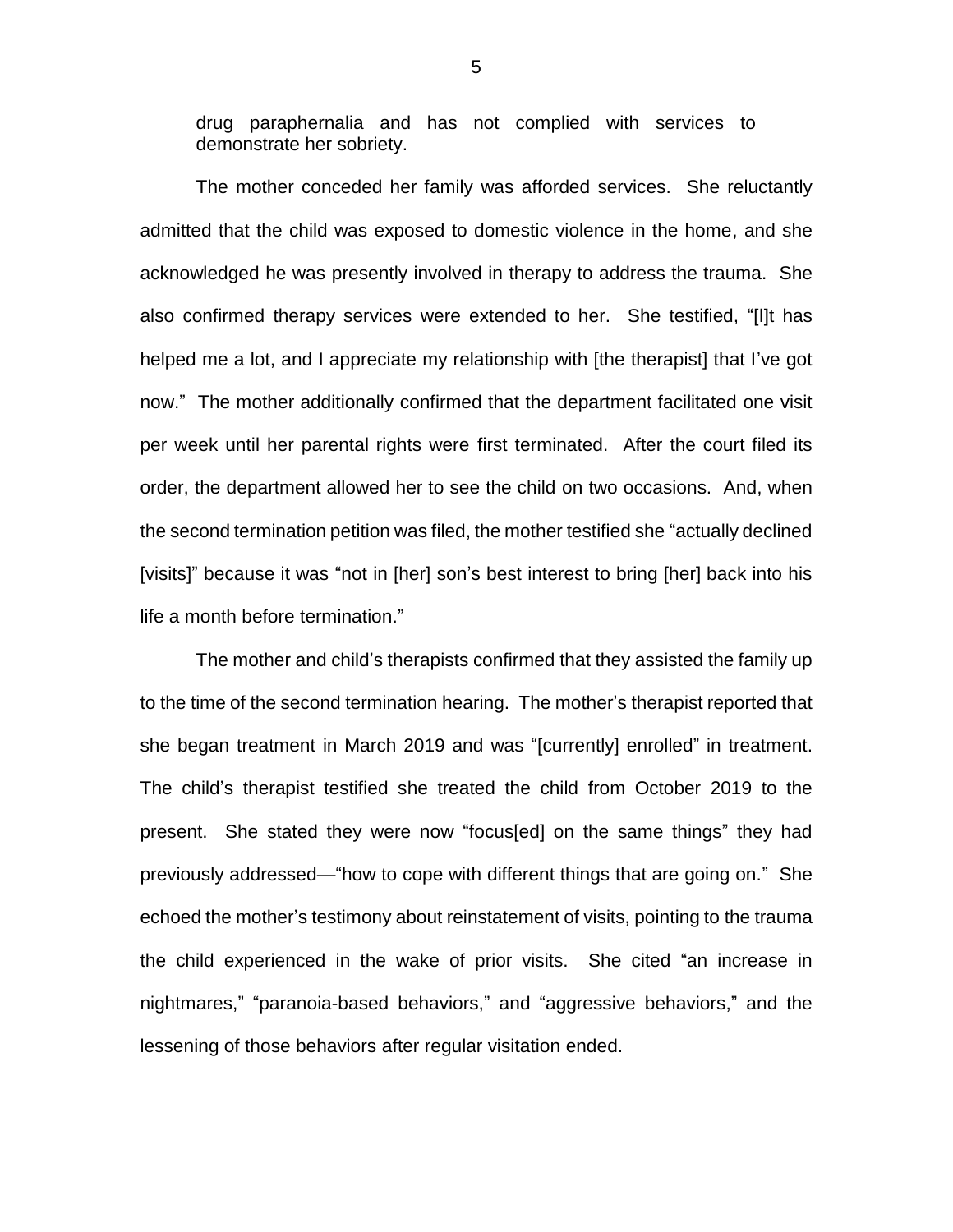drug paraphernalia and has not complied with services to demonstrate her sobriety.

The mother conceded her family was afforded services. She reluctantly admitted that the child was exposed to domestic violence in the home, and she acknowledged he was presently involved in therapy to address the trauma. She also confirmed therapy services were extended to her. She testified, "[I]t has helped me a lot, and I appreciate my relationship with [the therapist] that I've got now." The mother additionally confirmed that the department facilitated one visit per week until her parental rights were first terminated. After the court filed its order, the department allowed her to see the child on two occasions. And, when the second termination petition was filed, the mother testified she "actually declined [visits]" because it was "not in [her] son's best interest to bring [her] back into his life a month before termination."

The mother and child's therapists confirmed that they assisted the family up to the time of the second termination hearing. The mother's therapist reported that she began treatment in March 2019 and was "[currently] enrolled" in treatment. The child's therapist testified she treated the child from October 2019 to the present. She stated they were now "focus[ed] on the same things" they had previously addressed—"how to cope with different things that are going on." She echoed the mother's testimony about reinstatement of visits, pointing to the trauma the child experienced in the wake of prior visits. She cited "an increase in nightmares," "paranoia-based behaviors," and "aggressive behaviors," and the lessening of those behaviors after regular visitation ended.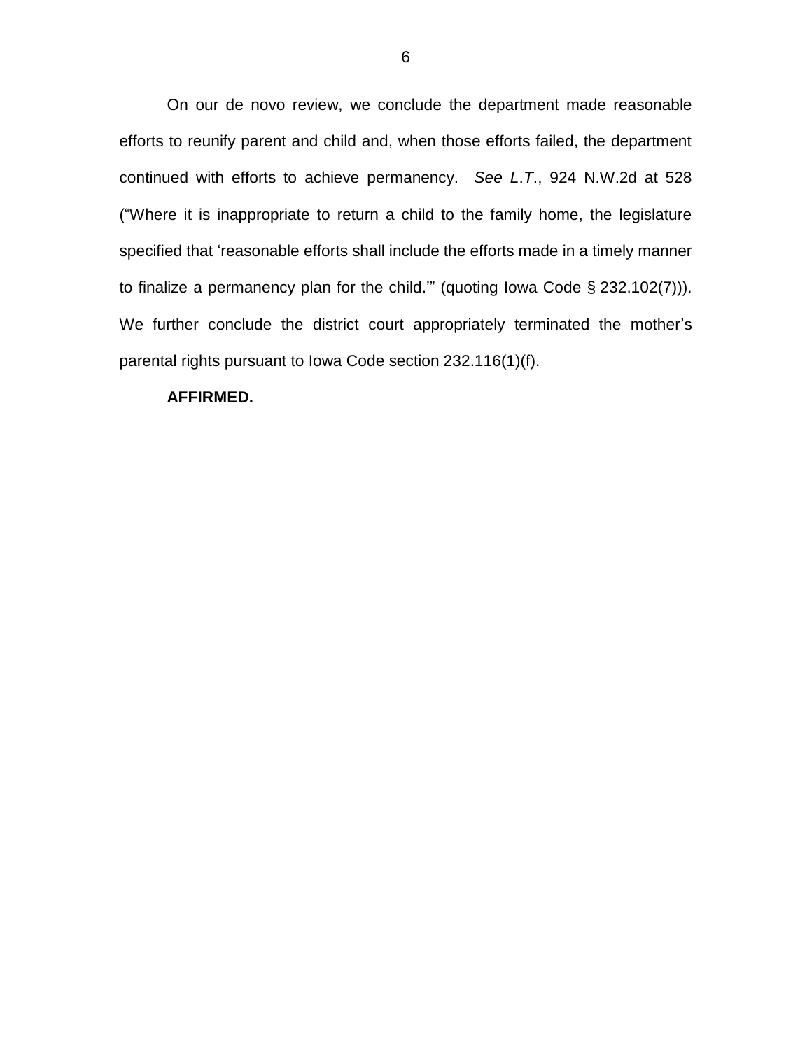On our de novo review, we conclude the department made reasonable efforts to reunify parent and child and, when those efforts failed, the department continued with efforts to achieve permanency. *See L.T.*, 924 N.W.2d at 528 ("Where it is inappropriate to return a child to the family home, the legislature specified that 'reasonable efforts shall include the efforts made in a timely manner to finalize a permanency plan for the child.'" (quoting Iowa Code § 232.102(7))). We further conclude the district court appropriately terminated the mother's parental rights pursuant to Iowa Code section 232.116(1)(f).

**AFFIRMED.**